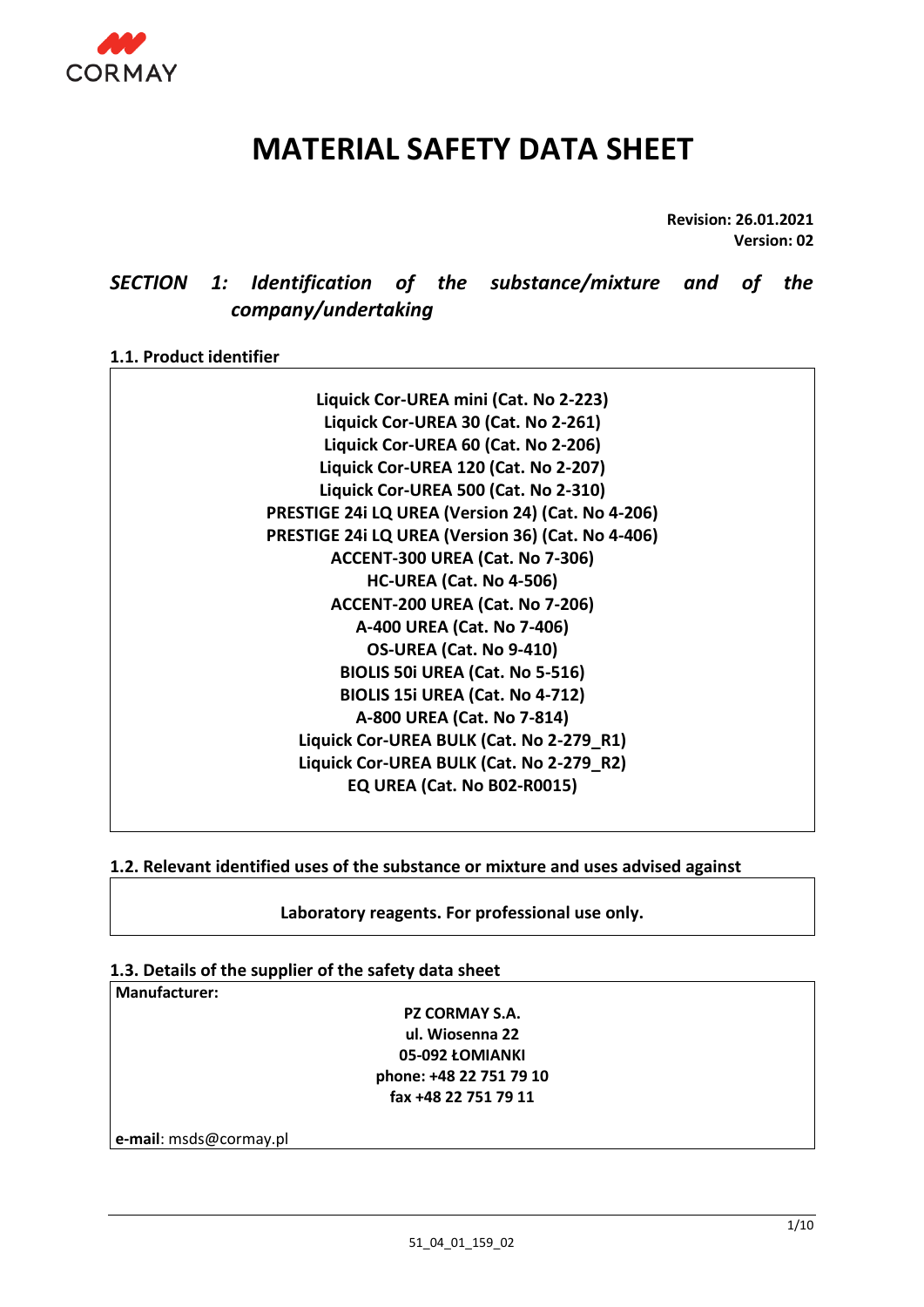CORMAY

# MATERIAL SAFETY DATA SHEET

**Revision: 26.01.2021**
**Version: 02**

## *SECTION 1: Identification of the substance/mixture and of the company/undertaking*

### 1.1. Product identifier

**Liquick Cor-UREA mini (Cat. No 2-223)**
**Liquick Cor-UREA 30 (Cat. No. 2-261)**
**Liquick Cor-UREA 60 (Cat. No 2-206)**
**Liquick Cor-UREA 120 (Cat. No 2-207)**
**Liquick Cor-UREA 500 (Cat. No 2-310)**
**PRESTIGE 24i LQ UREA (Version 24) (Cat. No 4-206)**
**PRESTIGE 24i LQ UREA (Version 36) (Cat. No 4-406)**
**ACCENT-300 UREA (Cat. No 7-306)**
**HC-UREA (Cat. No 4-506)**
**ACCENT-200 UREA (Cat. No 7-206)**
**A-400 UREA (Cat. No 7-406)**
**OS-UREA (Cat. No 9-410)**
**BIOLIS 50i UREA (Cat. No 5-516)**
**BIOLIS 15i UREA (Cat. No 4-712)**
**A-800 UREA (Cat. No 7-814)**
**Liquick Cor-UREA BULK (Cat. No 2-279_R1)**
**Liquick Cor-UREA BULK (Cat. No 2-279_R2)**
**EQ UREA (Cat. No B02-R0015)**

### 1.2. Relevant identified uses of the substance or mixture and uses advised against

**Laboratory reagents. For professional use only.**

### 1.3. Details of the supplier of the safety data sheet

**Manufacturer:**

**PZ CORMAY S.A.**
**ul. Wiosenna 22**
**05-092 ŁOMIANKI**
**phone: +48 22 751 79 10**
**fax +48 22 751 79 11**

**e-mail**: msds@cormay.pl

51_04_01_159_02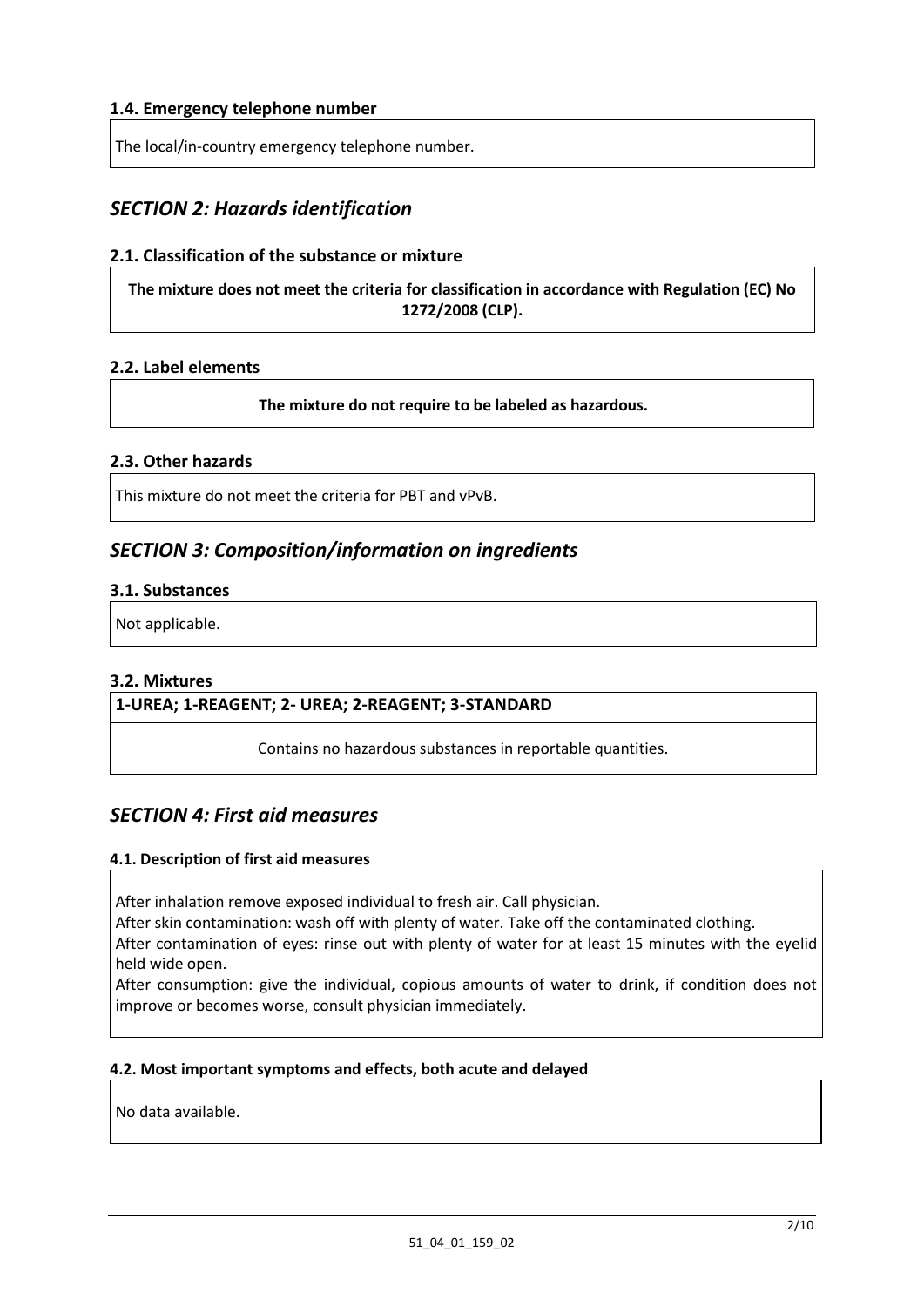### 1.4. Emergency telephone number

The local/in-country emergency telephone number.

## *SECTION 2: Hazards identification*

### 2.1. Classification of the substance or mixture

**The mixture does not meet the criteria for classification in accordance with Regulation (EC) No 1272/2008 (CLP).**

### 2.2. Label elements

**The mixture do not require to be labeled as hazardous.**

### 2.3. Other hazards

This mixture do not meet the criteria for PBT and vPvB.

## *SECTION 3: Composition/information on ingredients*

### 3.1. Substances

Not applicable.

### 3.2. Mixtures

**1-UREA; 1-REAGENT; 2- UREA; 2-REAGENT; 3-STANDARD**

Contains no hazardous substances in reportable quantities.

## *SECTION 4: First aid measures*

### 4.1. Description of first aid measures

After inhalation remove exposed individual to fresh air. Call physician.
After skin contamination: wash off with plenty of water. Take off the contaminated clothing.
After contamination of eyes: rinse out with plenty of water for at least 15 minutes with the eyelid held wide open.
After consumption: give the individual, copious amounts of water to drink, if condition does not improve or becomes worse, consult physician immediately.

### 4.2. Most important symptoms and effects, both acute and delayed

No data available.

51_04_01_159_02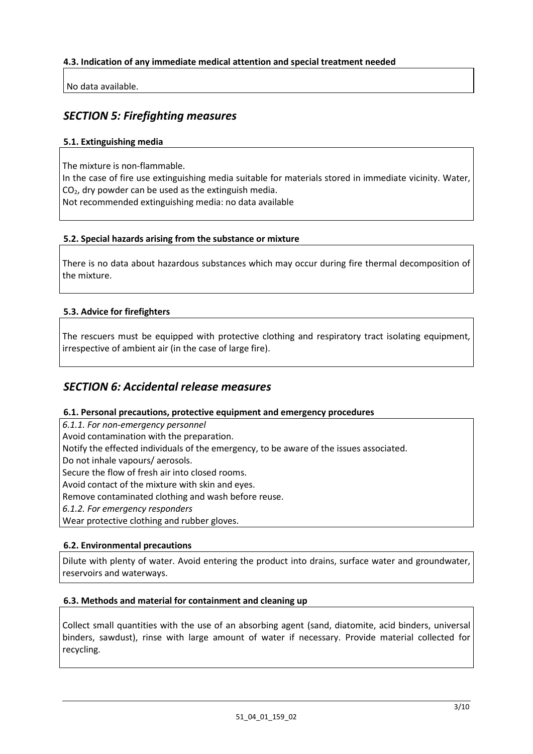### 4.3. Indication of any immediate medical attention and special treatment needed

No data available.

## *SECTION 5: Firefighting measures*

### 5.1. Extinguishing media

The mixture is non-flammable.
In the case of fire use extinguishing media suitable for materials stored in immediate vicinity. Water, $CO_2$, dry powder can be used as the extinguish media.
Not recommended extinguishing media: no data available

### 5.2. Special hazards arising from the substance or mixture

There is no data about hazardous substances which may occur during fire thermal decomposition of the mixture.

### 5.3. Advice for firefighters

The rescuers must be equipped with protective clothing and respiratory tract isolating equipment, irrespective of ambient air (in the case of large fire).

## *SECTION 6: Accidental release measures*

### 6.1. Personal precautions, protective equipment and emergency procedures

*6.1.1. For non-emergency personnel*
Avoid contamination with the preparation.
Notify the effected individuals of the emergency, to be aware of the issues associated.
Do not inhale vapours/ aerosols.
Secure the flow of fresh air into closed rooms.
Avoid contact of the mixture with skin and eyes.
Remove contaminated clothing and wash before reuse.
*6.1.2. For emergency responders*
Wear protective clothing and rubber gloves.

### 6.2. Environmental precautions

Dilute with plenty of water. Avoid entering the product into drains, surface water and groundwater, reservoirs and waterways.

### 6.3. Methods and material for containment and cleaning up

Collect small quantities with the use of an absorbing agent (sand, diatomite, acid binders, universal binders, sawdust), rinse with large amount of water if necessary. Provide material collected for recycling.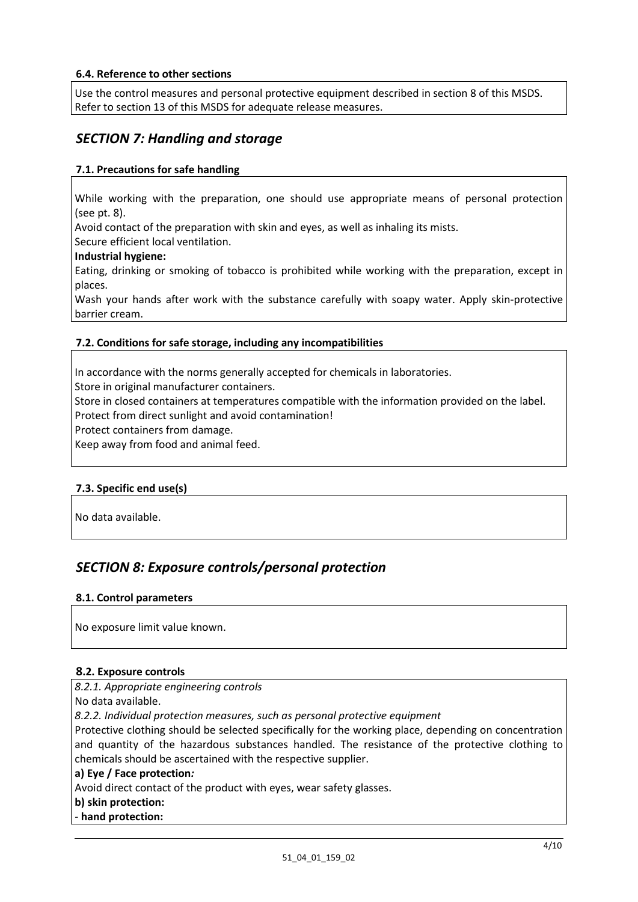#### 6.4. Reference to other sections

Use the control measures and personal protective equipment described in section 8 of this MSDS.
Refer to section 13 of this MSDS for adequate release measures.

## *SECTION 7: Handling and storage*

#### 7.1. Precautions for safe handling

While working with the preparation, one should use appropriate means of personal protection (see pt. 8).

Avoid contact of the preparation with skin and eyes, as well as inhaling its mists.

Secure efficient local ventilation.

**Industrial hygiene:**

Eating, drinking or smoking of tobacco is prohibited while working with the preparation, except in places.

Wash your hands after work with the substance carefully with soapy water. Apply skin-protective barrier cream.

#### 7.2. Conditions for safe storage, including any incompatibilities

In accordance with the norms generally accepted for chemicals in laboratories.

Store in original manufacturer containers.

Store in closed containers at temperatures compatible with the information provided on the label.

Protect from direct sunlight and avoid contamination!

Protect containers from damage.

Keep away from food and animal feed.

#### 7.3. Specific end use(s)

No data available.

## *SECTION 8: Exposure controls/personal protection*

#### 8.1. Control parameters

No exposure limit value known.

#### 8.2. Exposure controls

*8.2.1. Appropriate engineering controls*

No data available.

*8.2.2. Individual protection measures, such as personal protective equipment*

Protective clothing should be selected specifically for the working place, depending on concentration and quantity of the hazardous substances handled. The resistance of the protective clothing to chemicals should be ascertained with the respective supplier.

**a) Eye / Face protection*:***

Avoid direct contact of the product with eyes, wear safety glasses.

**b) skin protection:**

- **hand protection:**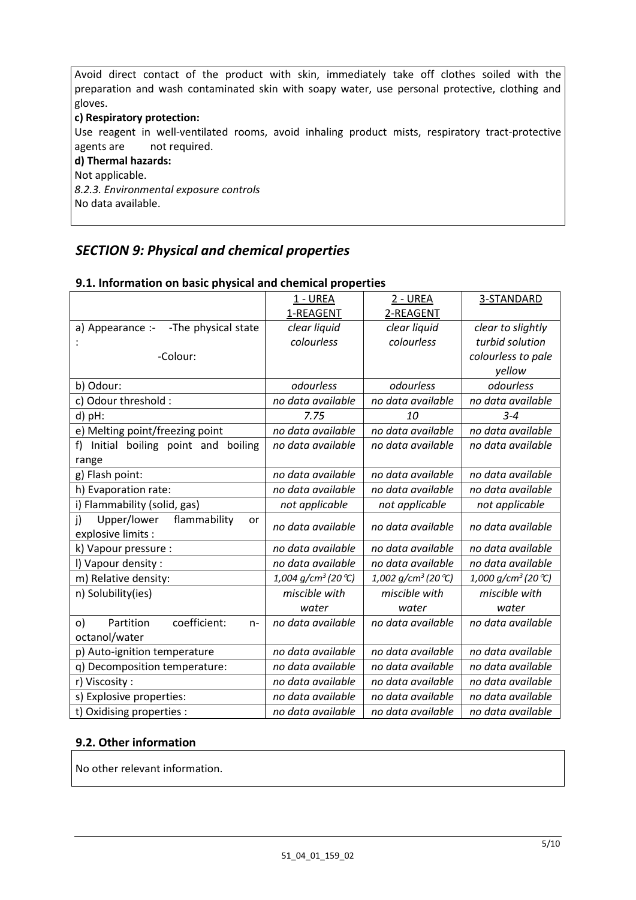Avoid direct contact of the product with skin, immediately take off clothes soiled with the preparation and wash contaminated skin with soapy water, use personal protective, clothing and gloves.

**c) Respiratory protection:**

Use reagent in well-ventilated rooms, avoid inhaling product mists, respiratory tract-protective agents are not required.

**d) Thermal hazards:**

Not applicable.

*8.2.3. Environmental exposure controls*

No data available.

## *SECTION 9: Physical and chemical properties*

### 9.1. Information on basic physical and chemical properties

| | 1 - UREA 1-REAGENT | 2 - UREA 2-REAGENT | 3-STANDARD |
|---|---|---|---|
| a) Appearance :- -The physical state : -Colour: | *clear liquid colourless* | *clear liquid colourless* | *clear to slightly turbid solution colourless to pale yellow* |
| b) Odour: | *odourless* | *odourless* | *odourless* |
| c) Odour threshold : | *no data available* | *no data available* | *no data available* |
| d) pH: | *7.75* | *10* | *3-4* |
| e) Melting point/freezing point | *no data available* | *no data available* | *no data available* |
| f) Initial boiling point and boiling range | *no data available* | *no data available* | *no data available* |
| g) Flash point: | *no data available* | *no data available* | *no data available* |
| h) Evaporation rate: | *no data available* | *no data available* | *no data available* |
| i) Flammability (solid, gas) | *not applicable* | *not applicable* | *not applicable* |
| j) Upper/lower flammability or explosive limits : | *no data available* | *no data available* | *no data available* |
| k) Vapour pressure : | *no data available* | *no data available* | *no data available* |
| l) Vapour density : | *no data available* | *no data available* | *no data available* |
| m) Relative density: | *1,004 g/cm$^3$ (20 ℃)* | *1,002 g/cm$^3$ (20 ℃)* | *1,000 g/cm$^3$ (20 ℃)* |
| n) Solubility(ies) | *miscible with water* | *miscible with water* | *miscible with water* |
| o) Partition coefficient: n-octanol/water | *no data available* | *no data available* | *no data available* |
| p) Auto-ignition temperature | *no data available* | *no data available* | *no data available* |
| q) Decomposition temperature: | *no data available* | *no data available* | *no data available* |
| r) Viscosity : | *no data available* | *no data available* | *no data available* |
| s) Explosive properties: | *no data available* | *no data available* | *no data available* |
| t) Oxidising properties : | *no data available* | *no data available* | *no data available* |

### 9.2. Other information

No other relevant information.

51_04_01_159_02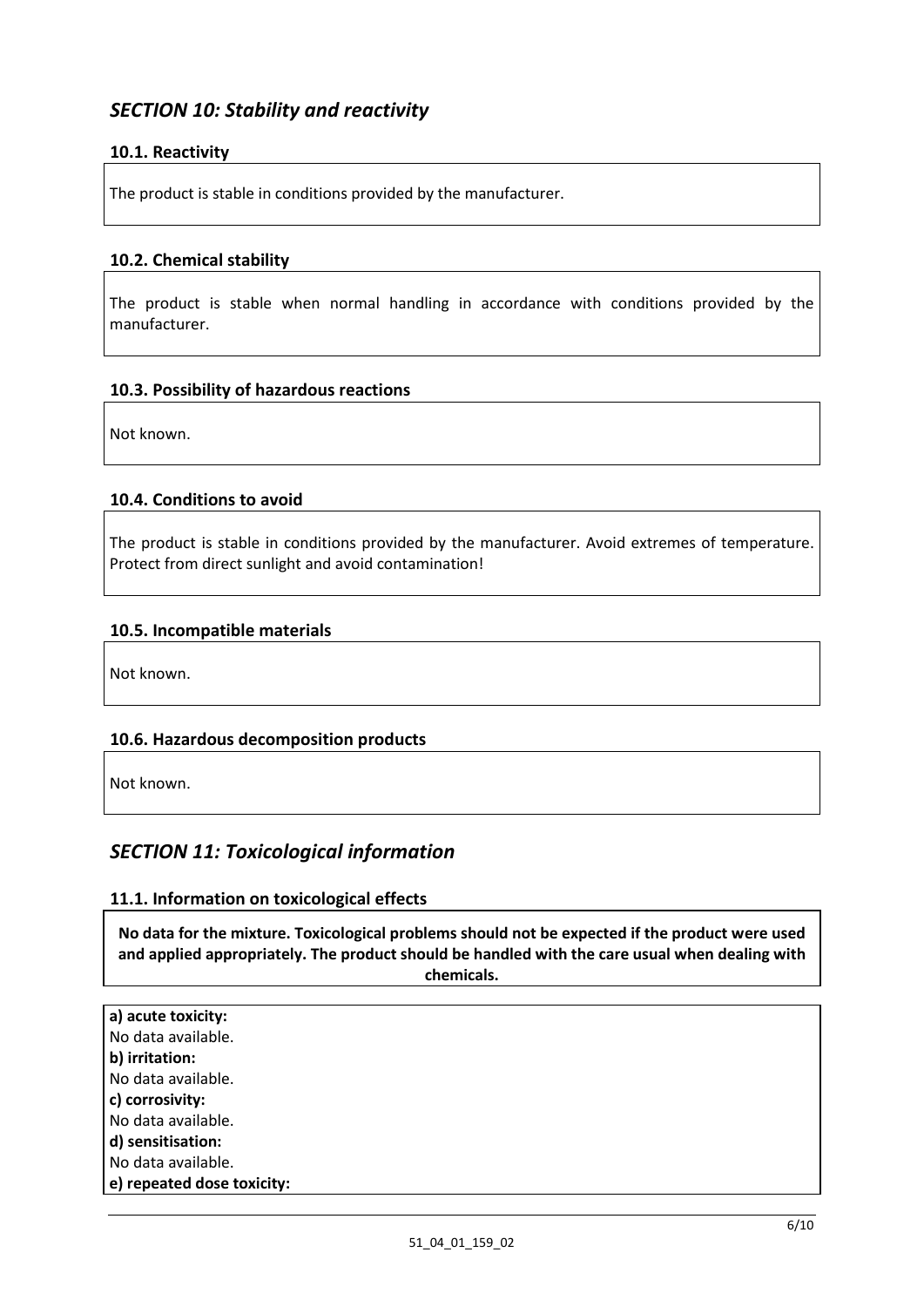## *SECTION 10: Stability and reactivity*

### 10.1. Reactivity

The product is stable in conditions provided by the manufacturer.

### 10.2. Chemical stability

The product is stable when normal handling in accordance with conditions provided by the manufacturer.

### 10.3. Possibility of hazardous reactions

Not known.

### 10.4. Conditions to avoid

The product is stable in conditions provided by the manufacturer. Avoid extremes of temperature. Protect from direct sunlight and avoid contamination!

### 10.5. Incompatible materials

Not known.

### 10.6. Hazardous decomposition products

Not known.

## *SECTION 11: Toxicological information*

### 11.1. Information on toxicological effects

**No data for the mixture. Toxicological problems should not be expected if the product were used and applied appropriately. The product should be handled with the care usual when dealing with chemicals.**

**a) acute toxicity:**
No data available.
**b) irritation:**
No data available.
**c) corrosivity:**
No data available.
**d) sensitisation:**
No data available.
**e) repeated dose toxicity:**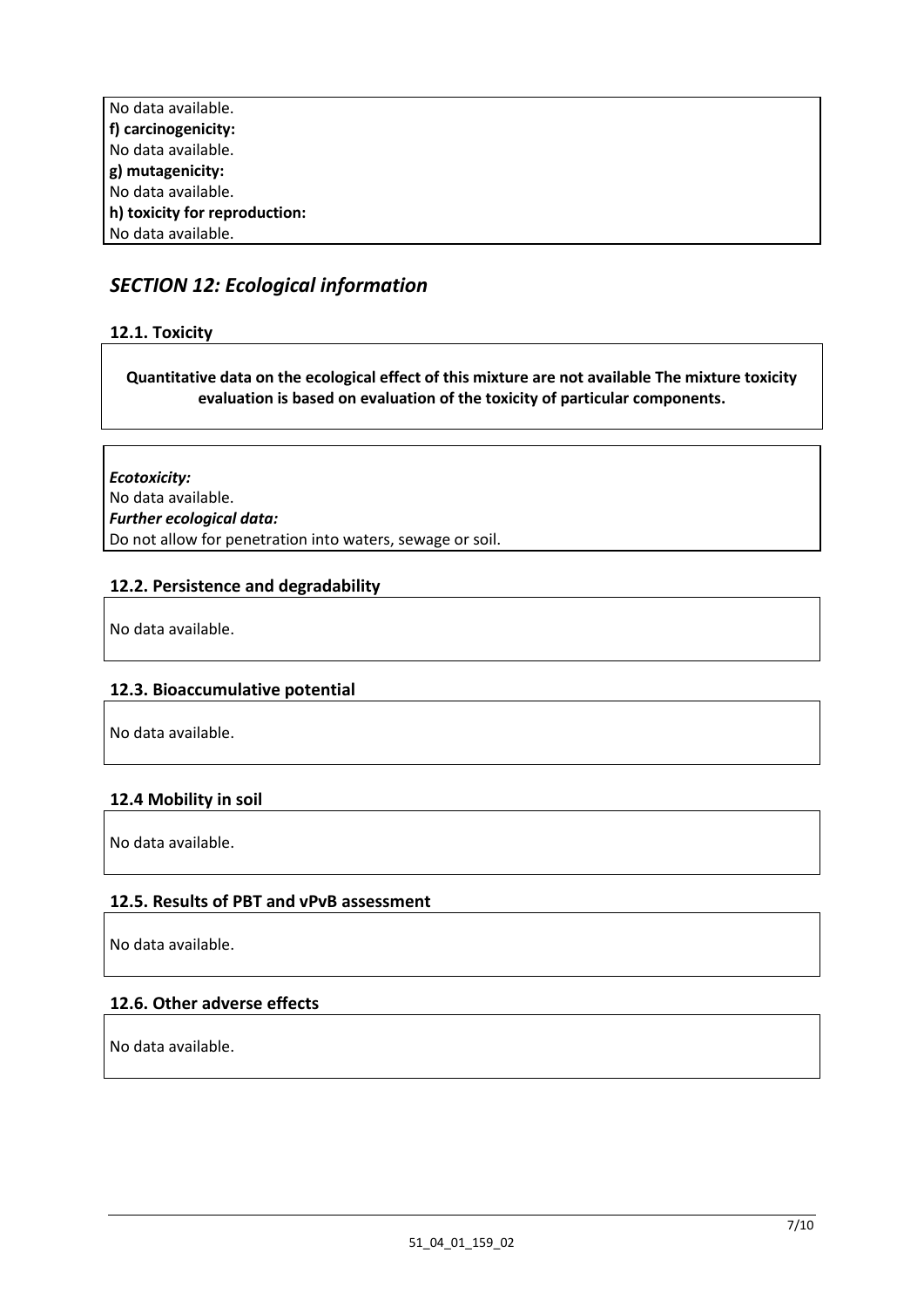No data available.

**f) carcinogenicity:**

No data available.

**g) mutagenicity:**

No data available.

**h) toxicity for reproduction:**

No data available.

## *SECTION 12: Ecological information*

### 12.1. Toxicity

**Quantitative data on the ecological effect of this mixture are not available The mixture toxicity evaluation is based on evaluation of the toxicity of particular components.**

***Ecotoxicity:***

No data available.

***Further ecological data:***

Do not allow for penetration into waters, sewage or soil.

### 12.2. Persistence and degradability

No data available.

### 12.3. Bioaccumulative potential

No data available.

### 12.4 Mobility in soil

No data available.

### 12.5. Results of PBT and vPvB assessment

No data available.

### 12.6. Other adverse effects

No data available.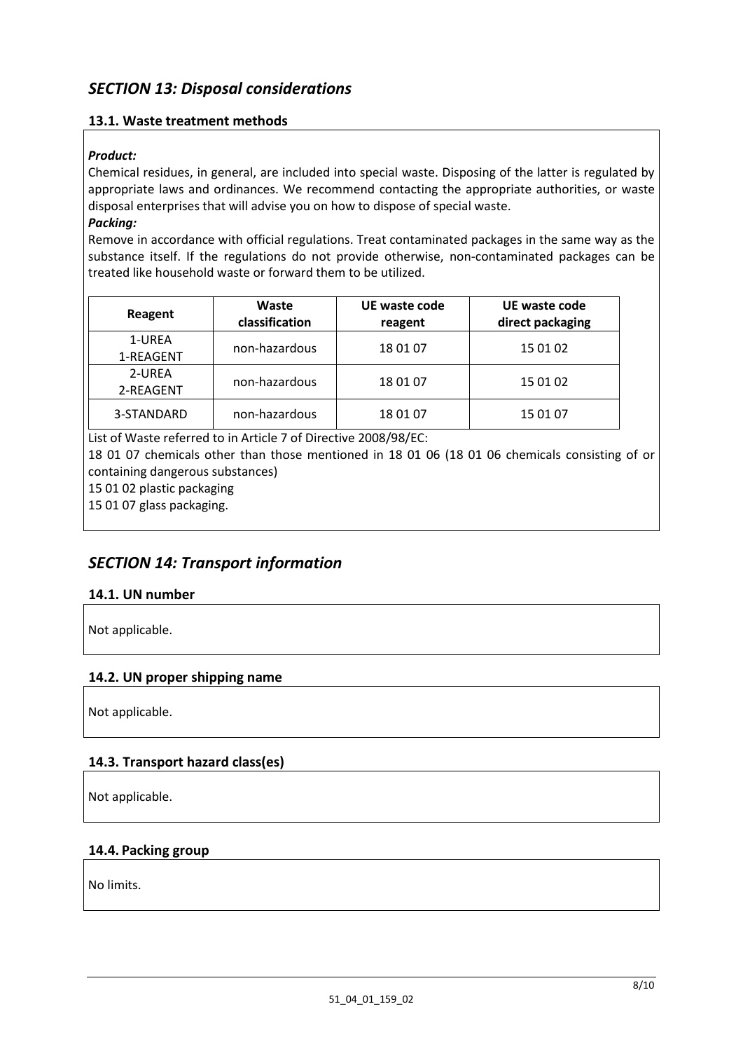## *SECTION 13: Disposal considerations*

### 13.1. Waste treatment methods

***Product:***

Chemical residues, in general, are included into special waste. Disposing of the latter is regulated by appropriate laws and ordinances. We recommend contacting the appropriate authorities, or waste disposal enterprises that will advise you on how to dispose of special waste.

***Packing:***

Remove in accordance with official regulations. Treat contaminated packages in the same way as the substance itself. If the regulations do not provide otherwise, non-contaminated packages can be treated like household waste or forward them to be utilized.

| Reagent | Waste classification | UE waste code reagent | UE waste code direct packaging |
|---|---|---|---|
| 1-UREA 1-REAGENT | non-hazardous | 18 01 07 | 15 01 02 |
| 2-UREA 2-REAGENT | non-hazardous | 18 01 07 | 15 01 02 |
| 3-STANDARD | non-hazardous | 18 01 07 | 15 01 07 |

List of Waste referred to in Article 7 of Directive 2008/98/EC:

18 01 07 chemicals other than those mentioned in 18 01 06 (18 01 06 chemicals consisting of or containing dangerous substances)

15 01 02 plastic packaging

15 01 07 glass packaging.

## *SECTION 14: Transport information*

### 14.1. UN number

Not applicable.

### 14.2. UN proper shipping name

Not applicable.

### 14.3. Transport hazard class(es)

Not applicable.

### 14.4. Packing group

No limits.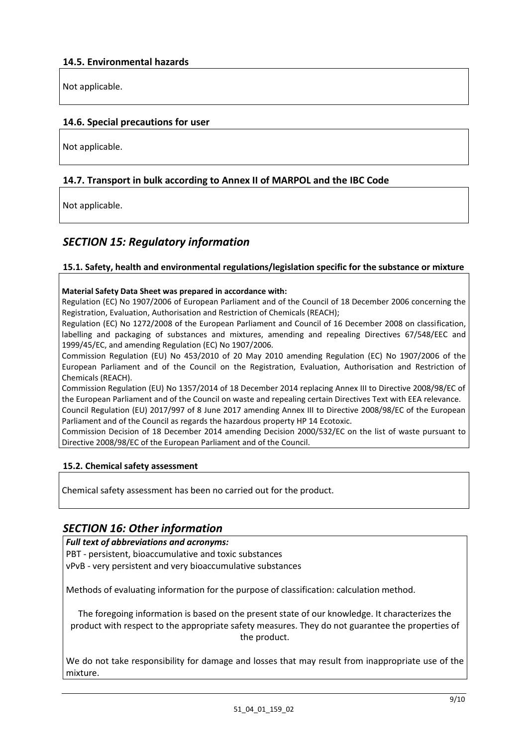### 14.5. Environmental hazards

Not applicable.

### 14.6. Special precautions for user

Not applicable.

### 14.7. Transport in bulk according to Annex II of MARPOL and the IBC Code

Not applicable.

## *SECTION 15: Regulatory information*

### 15.1. Safety, health and environmental regulations/legislation specific for the substance or mixture

**Material Safety Data Sheet was prepared in accordance with:**

Regulation (EC) No 1907/2006 of European Parliament and of the Council of 18 December 2006 concerning the Registration, Evaluation, Authorisation and Restriction of Chemicals (REACH);

Regulation (EC) No 1272/2008 of the European Parliament and Council of 16 December 2008 on classification, labelling and packaging of substances and mixtures, amending and repealing Directives 67/548/EEC and 1999/45/EC, and amending Regulation (EC) No 1907/2006.

Commission Regulation (EU) No 453/2010 of 20 May 2010 amending Regulation (EC) No 1907/2006 of the European Parliament and of the Council on the Registration, Evaluation, Authorisation and Restriction of Chemicals (REACH).

Commission Regulation (EU) No 1357/2014 of 18 December 2014 replacing Annex III to Directive 2008/98/EC of the European Parliament and of the Council on waste and repealing certain Directives Text with EEA relevance.

Council Regulation (EU) 2017/997 of 8 June 2017 amending Annex III to Directive 2008/98/EC of the European Parliament and of the Council as regards the hazardous property HP 14 Ecotoxic.

Commission Decision of 18 December 2014 amending Decision 2000/532/EC on the list of waste pursuant to Directive 2008/98/EC of the European Parliament and of the Council.

### 15.2. Chemical safety assessment

Chemical safety assessment has been no carried out for the product.

## *SECTION 16: Other information*

***Full text of abbreviations and acronyms:***

PBT - persistent, bioaccumulative and toxic substances

vPvB - very persistent and very bioaccumulative substances

Methods of evaluating information for the purpose of classification: calculation method.

The foregoing information is based on the present state of our knowledge. It characterizes the product with respect to the appropriate safety measures. They do not guarantee the properties of the product.

We do not take responsibility for damage and losses that may result from inappropriate use of the mixture.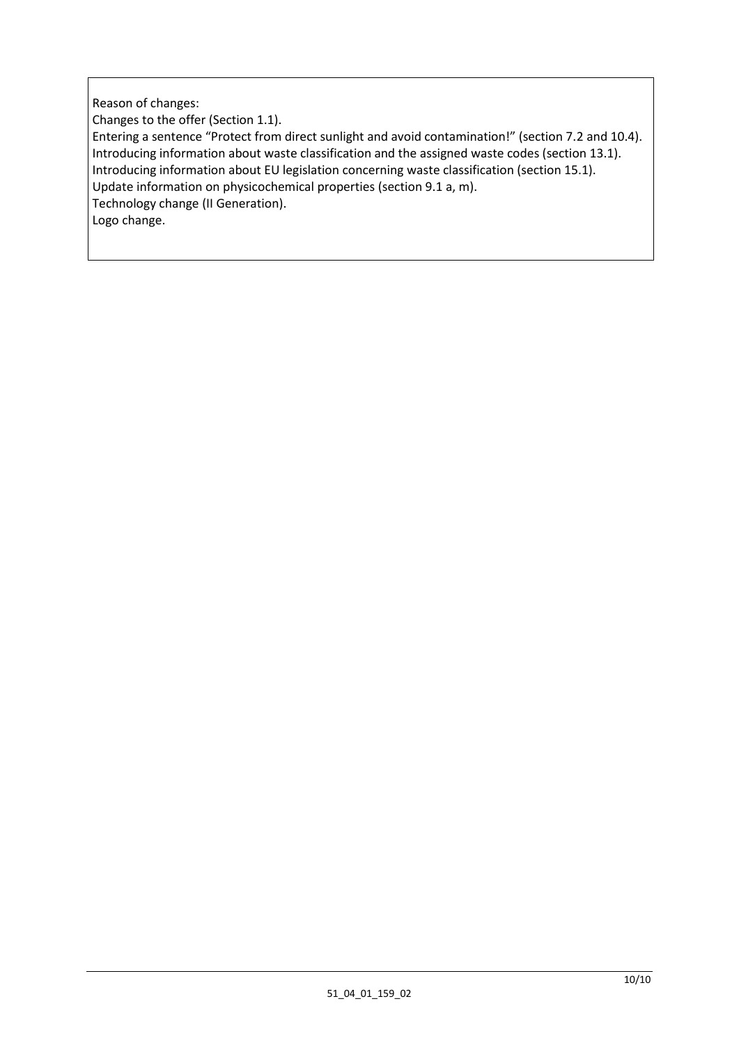Reason of changes:
Changes to the offer (Section 1.1).
Entering a sentence “Protect from direct sunlight and avoid contamination!” (section 7.2 and 10.4).
Introducing information about waste classification and the assigned waste codes (section 13.1).
Introducing information about EU legislation concerning waste classification (section 15.1).
Update information on physicochemical properties (section 9.1 a, m).
Technology change (II Generation).
Logo change.